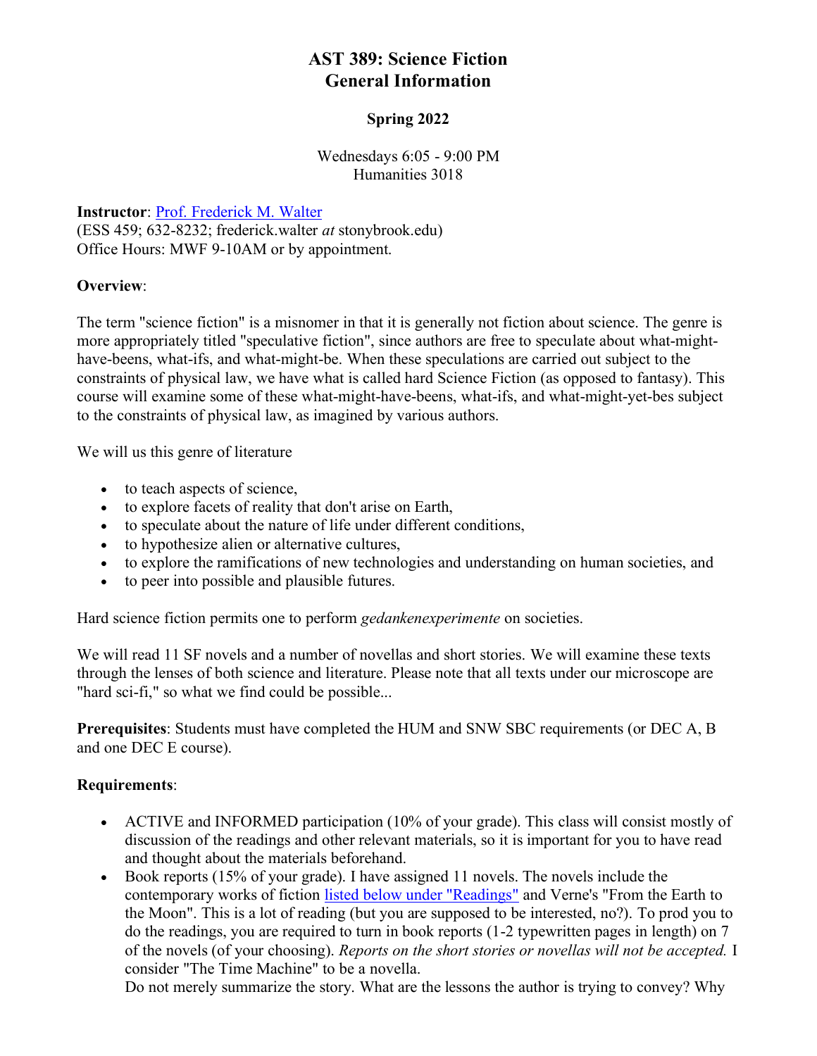# AST 389: Science Fiction
# General Information

**Spring 2022**

Wednesdays 6:05 - 9:00 PM
Humanities 3018

**Instructor**: Prof. Frederick M. Walter
(ESS 459; 632-8232; frederick.walter *at* stonybrook.edu)
Office Hours: MWF 9-10AM or by appointment.

**Overview**:

The term "science fiction" is a misnomer in that it is generally not fiction about science. The genre is more appropriately titled "speculative fiction", since authors are free to speculate about what-might-have-beens, what-ifs, and what-might-be. When these speculations are carried out subject to the constraints of physical law, we have what is called hard Science Fiction (as opposed to fantasy). This course will examine some of these what-might-have-beens, what-ifs, and what-might-yet-bes subject to the constraints of physical law, as imagined by various authors.

We will us this genre of literature

- to teach aspects of science,
- to explore facets of reality that don't arise on Earth,
- to speculate about the nature of life under different conditions,
- to hypothesize alien or alternative cultures,
- to explore the ramifications of new technologies and understanding on human societies, and
- to peer into possible and plausible futures.

Hard science fiction permits one to perform *gedankenexperimente* on societies.

We will read 11 SF novels and a number of novellas and short stories. We will examine these texts through the lenses of both science and literature. Please note that all texts under our microscope are "hard sci-fi," so what we find could be possible...

**Prerequisites**: Students must have completed the HUM and SNW SBC requirements (or DEC A, B and one DEC E course).

**Requirements**:

- ACTIVE and INFORMED participation (10% of your grade). This class will consist mostly of discussion of the readings and other relevant materials, so it is important for you to have read and thought about the materials beforehand.
- Book reports (15% of your grade). I have assigned 11 novels. The novels include the contemporary works of fiction listed below under "Readings" and Verne's "From the Earth to the Moon". This is a lot of reading (but you are supposed to be interested, no?). To prod you to do the readings, you are required to turn in book reports (1-2 typewritten pages in length) on 7 of the novels (of your choosing). *Reports on the short stories or novellas will not be accepted.* I consider "The Time Machine" to be a novella.
  Do not merely summarize the story. What are the lessons the author is trying to convey? Why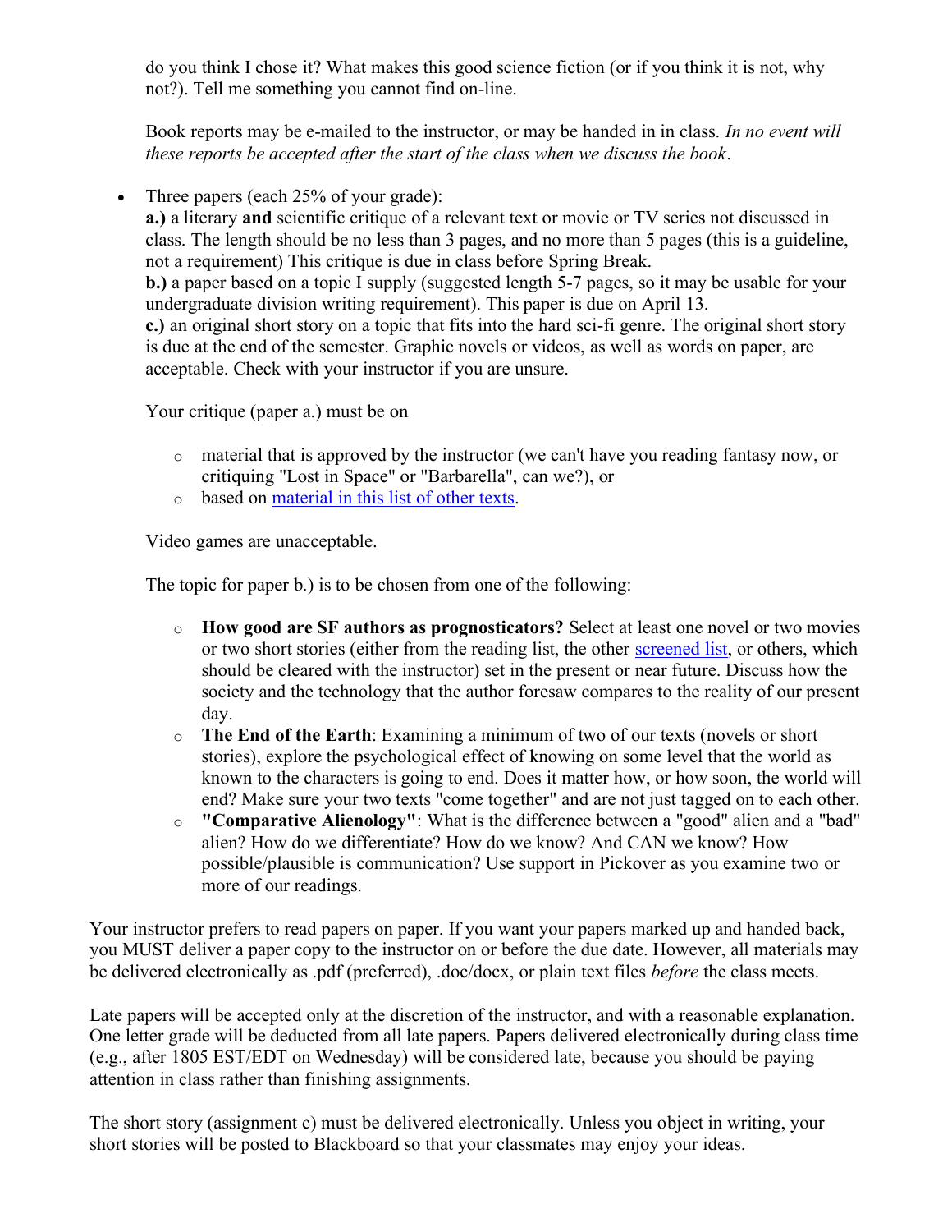do you think I chose it? What makes this good science fiction (or if you think it is not, why not?). Tell me something you cannot find on-line.

Book reports may be e-mailed to the instructor, or may be handed in in class. *In no event will these reports be accepted after the start of the class when we discuss the book*.

- Three papers (each 25% of your grade):
  **a.)** a literary **and** scientific critique of a relevant text or movie or TV series not discussed in class. The length should be no less than 3 pages, and no more than 5 pages (this is a guideline, not a requirement) This critique is due in class before Spring Break.
  **b.)** a paper based on a topic I supply (suggested length 5-7 pages, so it may be usable for your undergraduate division writing requirement). This paper is due on April 13.
  **c.)** an original short story on a topic that fits into the hard sci-fi genre. The original short story is due at the end of the semester. Graphic novels or videos, as well as words on paper, are acceptable. Check with your instructor if you are unsure.

  Your critique (paper a.) must be on

  - material that is approved by the instructor (we can't have you reading fantasy now, or critiquing "Lost in Space" or "Barbarella", can we?), or
  - based on [material in this list of other texts](#).

  Video games are unacceptable.

  The topic for paper b.) is to be chosen from one of the following:

  - **How good are SF authors as prognosticators?** Select at least one novel or two movies or two short stories (either from the reading list, the other [screened list](#), or others, which should be cleared with the instructor) set in the present or near future. Discuss how the society and the technology that the author foresaw compares to the reality of our present day.
  - **The End of the Earth**: Examining a minimum of two of our texts (novels or short stories), explore the psychological effect of knowing on some level that the world as known to the characters is going to end. Does it matter how, or how soon, the world will end? Make sure your two texts "come together" and are not just tagged on to each other.
  - **"Comparative Alienology"**: What is the difference between a "good" alien and a "bad" alien? How do we differentiate? How do we know? And CAN we know? How possible/plausible is communication? Use support in Pickover as you examine two or more of our readings.

Your instructor prefers to read papers on paper. If you want your papers marked up and handed back, you MUST deliver a paper copy to the instructor on or before the due date. However, all materials may be delivered electronically as .pdf (preferred), .doc/docx, or plain text files *before* the class meets.

Late papers will be accepted only at the discretion of the instructor, and with a reasonable explanation. One letter grade will be deducted from all late papers. Papers delivered electronically during class time (e.g., after 1805 EST/EDT on Wednesday) will be considered late, because you should be paying attention in class rather than finishing assignments.

The short story (assignment c) must be delivered electronically. Unless you object in writing, your short stories will be posted to Blackboard so that your classmates may enjoy your ideas.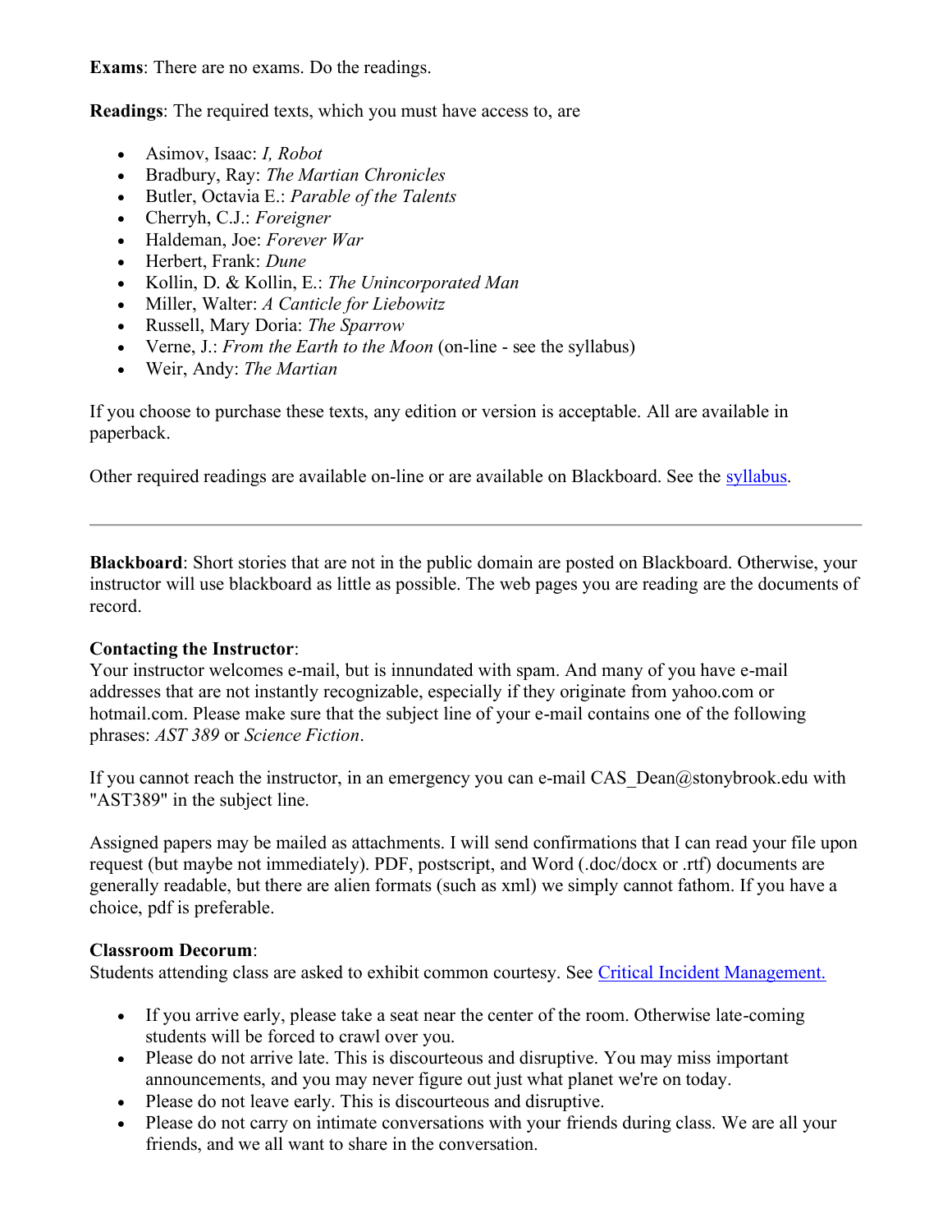**Exams**: There are no exams. Do the readings.

**Readings**: The required texts, which you must have access to, are

- Asimov, Isaac: *I, Robot*
- Bradbury, Ray: *The Martian Chronicles*
- Butler, Octavia E.: *Parable of the Talents*
- Cherryh, C.J.: *Foreigner*
- Haldeman, Joe: *Forever War*
- Herbert, Frank: *Dune*
- Kollin, D. & Kollin, E.: *The Unincorporated Man*
- Miller, Walter: *A Canticle for Liebowitz*
- Russell, Mary Doria: *The Sparrow*
- Verne, J.: *From the Earth to the Moon* (on-line - see the syllabus)
- Weir, Andy: *The Martian*

If you choose to purchase these texts, any edition or version is acceptable. All are available in paperback.

Other required readings are available on-line or are available on Blackboard. See the syllabus.

---

**Blackboard**: Short stories that are not in the public domain are posted on Blackboard. Otherwise, your instructor will use blackboard as little as possible. The web pages you are reading are the documents of record.

**Contacting the Instructor**:
Your instructor welcomes e-mail, but is innundated with spam. And many of you have e-mail addresses that are not instantly recognizable, especially if they originate from yahoo.com or hotmail.com. Please make sure that the subject line of your e-mail contains one of the following phrases: *AST 389* or *Science Fiction*.

If you cannot reach the instructor, in an emergency you can e-mail CAS_Dean@stonybrook.edu with "AST389" in the subject line.

Assigned papers may be mailed as attachments. I will send confirmations that I can read your file upon request (but maybe not immediately). PDF, postscript, and Word (.doc/docx or .rtf) documents are generally readable, but there are alien formats (such as xml) we simply cannot fathom. If you have a choice, pdf is preferable.

**Classroom Decorum**:
Students attending class are asked to exhibit common courtesy. See Critical Incident Management.

- If you arrive early, please take a seat near the center of the room. Otherwise late-coming students will be forced to crawl over you.
- Please do not arrive late. This is discourteous and disruptive. You may miss important announcements, and you may never figure out just what planet we're on today.
- Please do not leave early. This is discourteous and disruptive.
- Please do not carry on intimate conversations with your friends during class. We are all your friends, and we all want to share in the conversation.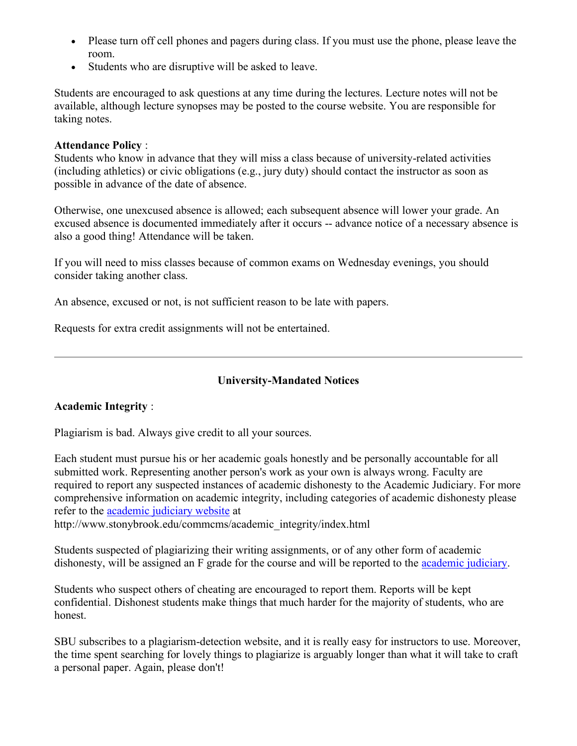- Please turn off cell phones and pagers during class. If you must use the phone, please leave the room.
- Students who are disruptive will be asked to leave.

Students are encouraged to ask questions at any time during the lectures. Lecture notes will not be available, although lecture synopses may be posted to the course website. You are responsible for taking notes.

**Attendance Policy** :
Students who know in advance that they will miss a class because of university-related activities (including athletics) or civic obligations (e.g., jury duty) should contact the instructor as soon as possible in advance of the date of absence.

Otherwise, one unexcused absence is allowed; each subsequent absence will lower your grade. An excused absence is documented immediately after it occurs -- advance notice of a necessary absence is also a good thing! Attendance will be taken.

If you will need to miss classes because of common exams on Wednesday evenings, you should consider taking another class.

An absence, excused or not, is not sufficient reason to be late with papers.

Requests for extra credit assignments will not be entertained.

---

**University-Mandated Notices**

**Academic Integrity** :

Plagiarism is bad. Always give credit to all your sources.

Each student must pursue his or her academic goals honestly and be personally accountable for all submitted work. Representing another person's work as your own is always wrong. Faculty are required to report any suspected instances of academic dishonesty to the Academic Judiciary. For more comprehensive information on academic integrity, including categories of academic dishonesty please refer to the academic judiciary website at
http://www.stonybrook.edu/commcms/academic_integrity/index.html

Students suspected of plagiarizing their writing assignments, or of any other form of academic dishonesty, will be assigned an F grade for the course and will be reported to the academic judiciary.

Students who suspect others of cheating are encouraged to report them. Reports will be kept confidential. Dishonest students make things that much harder for the majority of students, who are honest.

SBU subscribes to a plagiarism-detection website, and it is really easy for instructors to use. Moreover, the time spent searching for lovely things to plagiarize is arguably longer than what it will take to craft a personal paper. Again, please don't!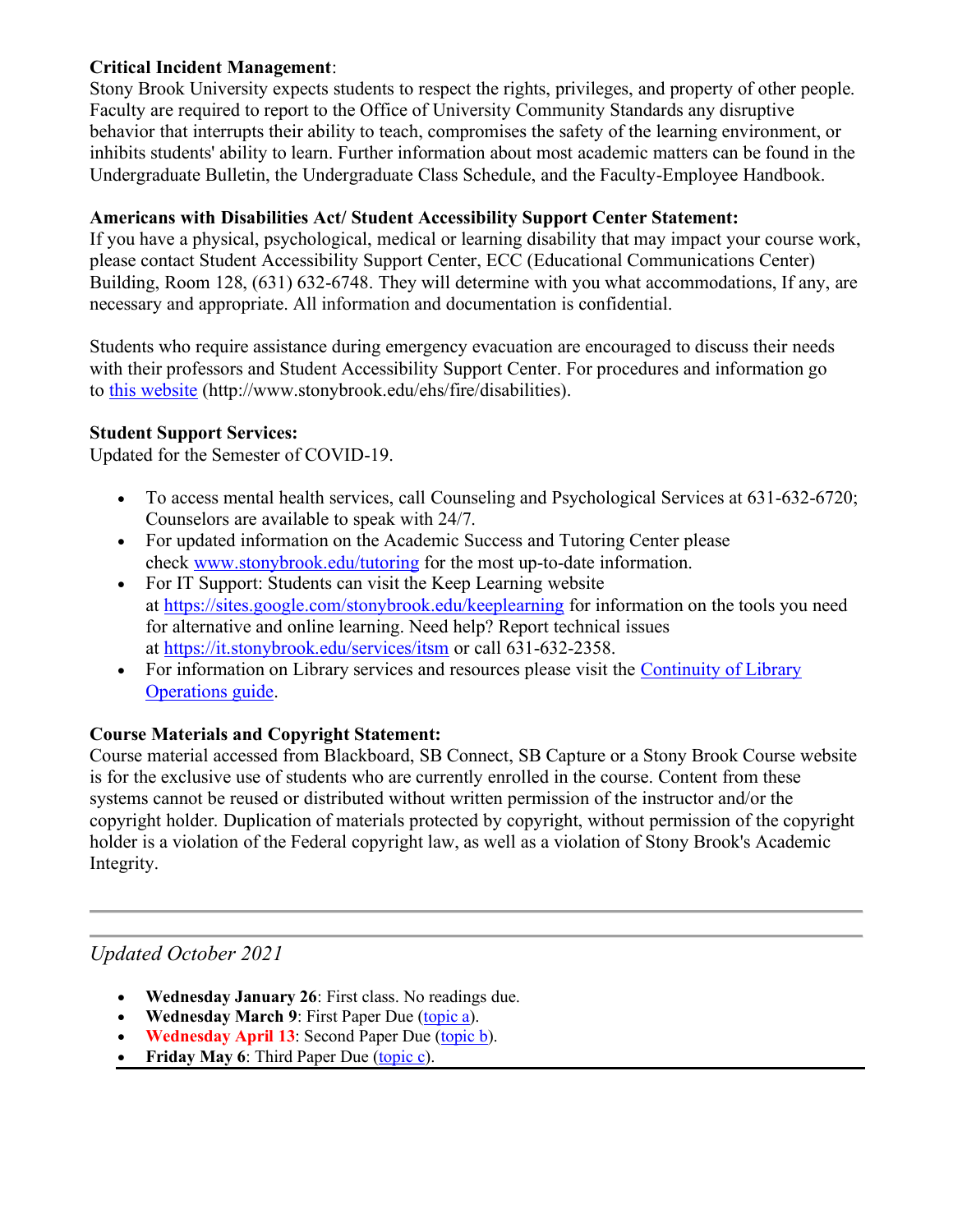**Critical Incident Management**:
Stony Brook University expects students to respect the rights, privileges, and property of other people. Faculty are required to report to the Office of University Community Standards any disruptive behavior that interrupts their ability to teach, compromises the safety of the learning environment, or inhibits students' ability to learn. Further information about most academic matters can be found in the Undergraduate Bulletin, the Undergraduate Class Schedule, and the Faculty-Employee Handbook.

**Americans with Disabilities Act/ Student Accessibility Support Center Statement:**
If you have a physical, psychological, medical or learning disability that may impact your course work, please contact Student Accessibility Support Center, ECC (Educational Communications Center) Building, Room 128, (631) 632-6748. They will determine with you what accommodations, If any, are necessary and appropriate. All information and documentation is confidential.

Students who require assistance during emergency evacuation are encouraged to discuss their needs with their professors and Student Accessibility Support Center. For procedures and information go to [this website](http://www.stonybrook.edu/ehs/fire/disabilities) (http://www.stonybrook.edu/ehs/fire/disabilities).

**Student Support Services:**
Updated for the Semester of COVID-19.

- To access mental health services, call Counseling and Psychological Services at 631-632-6720; Counselors are available to speak with 24/7.
- For updated information on the Academic Success and Tutoring Center please check www.stonybrook.edu/tutoring for the most up-to-date information.
- For IT Support: Students can visit the Keep Learning website at https://sites.google.com/stonybrook.edu/keeplearning for information on the tools you need for alternative and online learning. Need help? Report technical issues at https://it.stonybrook.edu/services/itsm or call 631-632-2358.
- For information on Library services and resources please visit the Continuity of Library Operations guide.

**Course Materials and Copyright Statement:**
Course material accessed from Blackboard, SB Connect, SB Capture or a Stony Brook Course website is for the exclusive use of students who are currently enrolled in the course. Content from these systems cannot be reused or distributed without written permission of the instructor and/or the copyright holder. Duplication of materials protected by copyright, without permission of the copyright holder is a violation of the Federal copyright law, as well as a violation of Stony Brook's Academic Integrity.

---

---

*Updated October 2021*

- **Wednesday January 26**: First class. No readings due.
- **Wednesday March 9**: First Paper Due (topic a).
- **Wednesday April 13**: Second Paper Due (topic b).
- **Friday May 6**: Third Paper Due (topic c).

---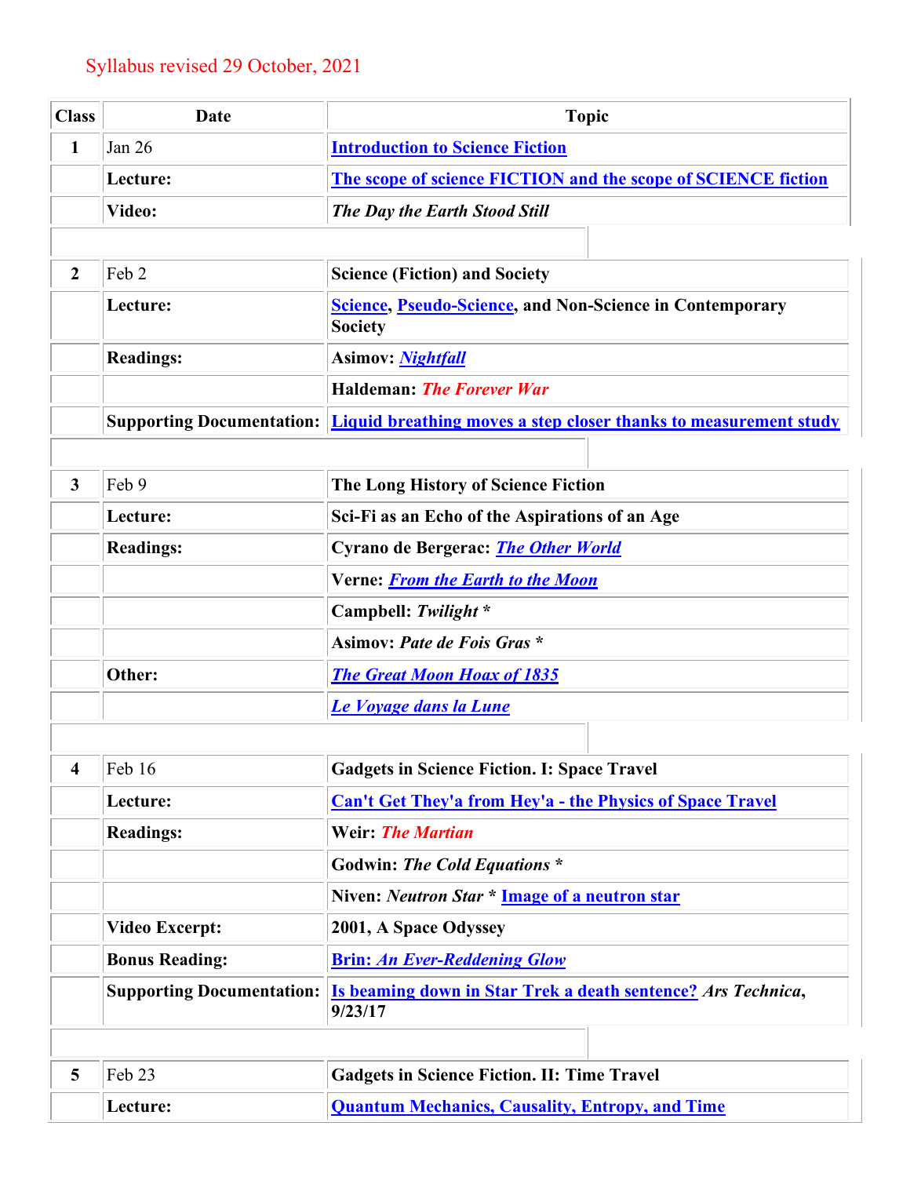Syllabus revised 29 October, 2021

| Class | Date | Topic |
|---|---|---|
| 1 | Jan 26 | **Introduction to Science Fiction** |
| | **Lecture:** | **The scope of science FICTION and the scope of SCIENCE fiction** |
| | **Video:** | ***The Day the Earth Stood Still*** |
| | | |
| 2 | Feb 2 | **Science (Fiction) and Society** |
| | **Lecture:** | **Science, Pseudo-Science, and Non-Science in Contemporary Society** |
| | **Readings:** | **Asimov: *Nightfall*** |
| | | **Haldeman: *The Forever War*** |
| | **Supporting Documentation:** | **Liquid breathing moves a step closer thanks to measurement study** |
| | | |
| 3 | Feb 9 | **The Long History of Science Fiction** |
| | **Lecture:** | **Sci-Fi as an Echo of the Aspirations of an Age** |
| | **Readings:** | **Cyrano de Bergerac: *The Other World*** |
| | | **Verne: *From the Earth to the Moon*** |
| | | **Campbell: *Twilight* *** |
| | | **Asimov: *Pate de Fois Gras* *** |
| | **Other:** | ***The Great Moon Hoax of 1835*** |
| | | ***Le Voyage dans la Lune*** |
| | | |
| 4 | Feb 16 | **Gadgets in Science Fiction. I: Space Travel** |
| | **Lecture:** | **Can't Get They'a from Hey'a - the Physics of Space Travel** |
| | **Readings:** | **Weir: *The Martian*** |
| | | **Godwin: *The Cold Equations* *** |
| | | **Niven: *Neutron Star* * Image of a neutron star** |
| | **Video Excerpt:** | **2001, A Space Odyssey** |
| | **Bonus Reading:** | **Brin: *An Ever-Reddening Glow*** |
| | **Supporting Documentation:** | **Is beaming down in Star Trek a death sentence? *Ars Technica*, 9/23/17** |
| | | |
| 5 | Feb 23 | **Gadgets in Science Fiction. II: Time Travel** |
| | **Lecture:** | **Quantum Mechanics, Causality, Entropy, and Time** |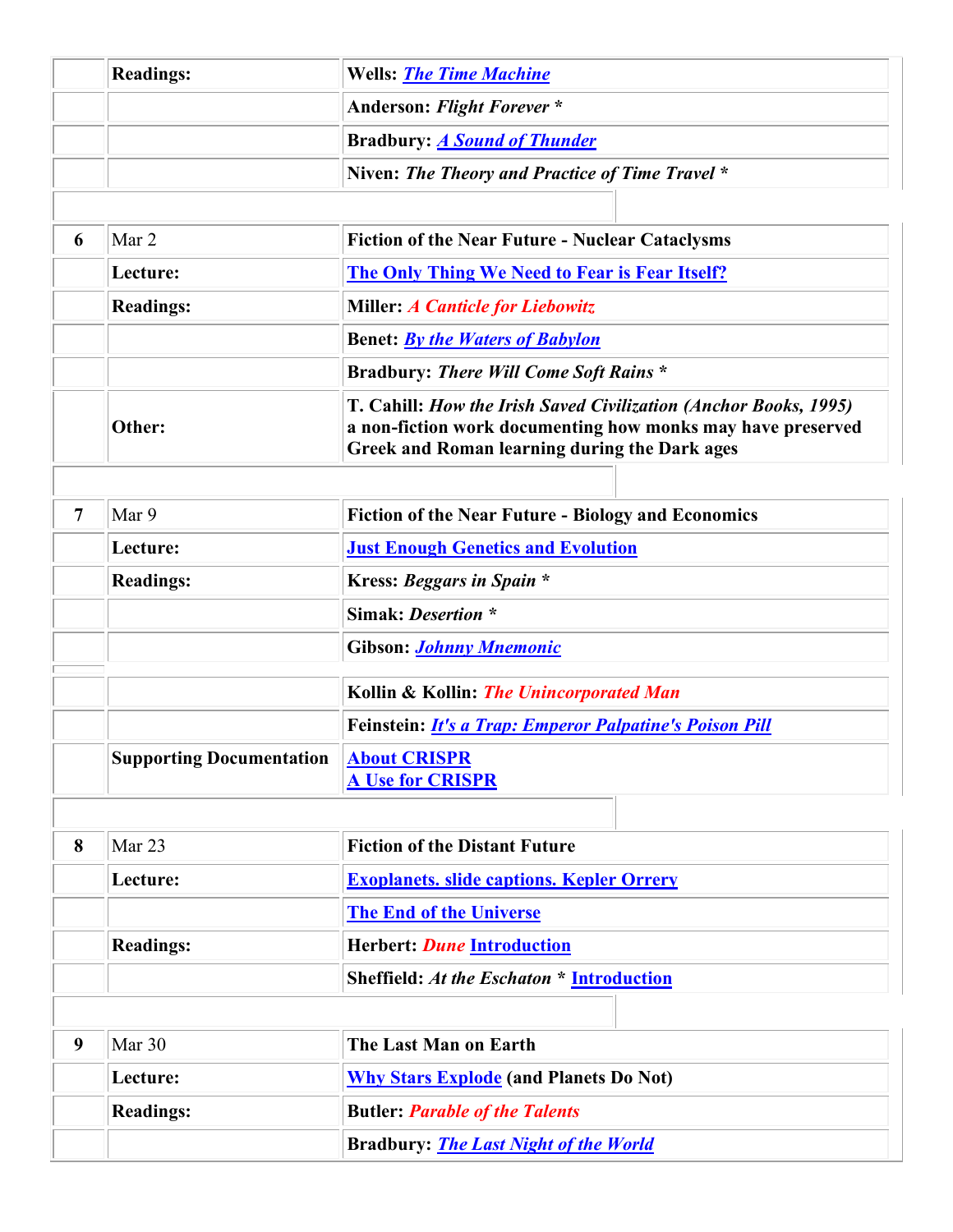| | | |
|---|---|---|
| | **Readings:** | **Wells:** ***The Time Machine*** |
| | | **Anderson:** ***Flight Forever**** |
| | | **Bradbury:** ***A Sound of Thunder*** |
| | | **Niven:** ***The Theory and Practice of Time Travel**** |
| | | |
| **6** | Mar 2 | **Fiction of the Near Future - Nuclear Cataclysms** |
| | **Lecture:** | **The Only Thing We Need to Fear is Fear Itself?** |
| | **Readings:** | **Miller:** ***A Canticle for Liebowitz*** |
| | | **Benet:** ***By the Waters of Babylon*** |
| | | **Bradbury:** ***There Will Come Soft Rains**** |
| | **Other:** | **T. Cahill:** ***How the Irish Saved Civilization (Anchor Books, 1995)*** **a non-fiction work documenting how monks may have preserved Greek and Roman learning during the Dark ages** |
| | | |
| **7** | Mar 9 | **Fiction of the Near Future - Biology and Economics** |
| | **Lecture:** | **Just Enough Genetics and Evolution** |
| | **Readings:** | **Kress:** ***Beggars in Spain**** |
| | | **Simak:** ***Desertion**** |
| | | **Gibson:** ***Johnny Mnemonic*** |
| | | **Kollin & Kollin:** ***The Unincorporated Man*** |
| | | **Feinstein:** ***It's a Trap: Emperor Palpatine's Poison Pill*** |
| | **Supporting Documentation** | **About CRISPR**<br>**A Use for CRISPR** |
| | | |
| **8** | Mar 23 | **Fiction of the Distant Future** |
| | **Lecture:** | **Exoplanets. slide captions. Kepler Orrery** |
| | | **The End of the Universe** |
| | **Readings:** | **Herbert:** ***Dune*** **Introduction** |
| | | **Sheffield:** ***At the Eschaton**** **Introduction** |
| | | |
| **9** | Mar 30 | **The Last Man on Earth** |
| | **Lecture:** | **Why Stars Explode (and Planets Do Not)** |
| | **Readings:** | **Butler:** ***Parable of the Talents*** |
| | | **Bradbury:** ***The Last Night of the World*** |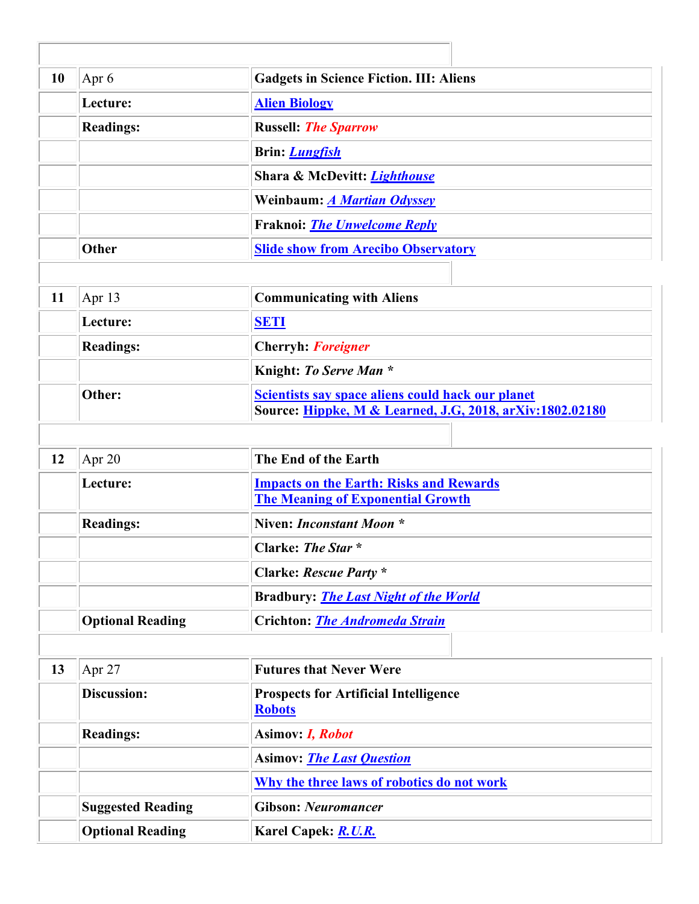| | | |
|---|---|---|
| **10** | Apr 6 | **Gadgets in Science Fiction. III: Aliens** |
| | **Lecture:** | **Alien Biology** |
| | **Readings:** | **Russell:** ***The Sparrow*** |
| | | **Brin:** ***Lungfish*** |
| | | **Shara & McDevitt:** ***Lighthouse*** |
| | | **Weinbaum:** ***A Martian Odyssey*** |
| | | **Fraknoi:** ***The Unwelcome Reply*** |
| | **Other** | **Slide show from Arecibo Observatory** |
| **11** | Apr 13 | **Communicating with Aliens** |
| | **Lecture:** | **SETI** |
| | **Readings:** | **Cherryh:** ***Foreigner*** |
| | | **Knight:** ***To Serve Man* \*** |
| | **Other:** | **Scientists say space aliens could hack our planet** <br> **Source: Hippke, M & Learned, J.G, 2018, arXiv:1802.02180** |
| **12** | Apr 20 | **The End of the Earth** |
| | **Lecture:** | **Impacts on the Earth: Risks and Rewards** <br> **The Meaning of Exponential Growth** |
| | **Readings:** | **Niven:** ***Inconstant Moon* \*** |
| | | **Clarke:** ***The Star* \*** |
| | | **Clarke:** ***Rescue Party* \*** |
| | | **Bradbury:** ***The Last Night of the World*** |
| | **Optional Reading** | **Crichton:** ***The Andromeda Strain*** |
| **13** | Apr 27 | **Futures that Never Were** |
| | **Discussion:** | **Prospects for Artificial Intelligence** <br> **Robots** |
| | **Readings:** | **Asimov:** ***I, Robot*** |
| | | **Asimov:** ***The Last Question*** |
| | | **Why the three laws of robotics do not work** |
| | **Suggested Reading** | **Gibson:** ***Neuromancer*** |
| | **Optional Reading** | **Karel Capek:** ***R.U.R.*** |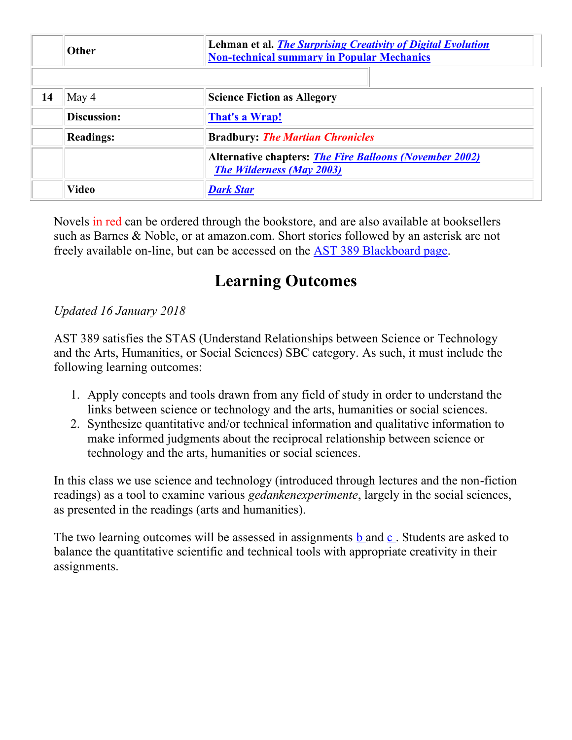| | | |
|---|---|---|
| | **Other** | **Lehman et al. *The Surprising Creativity of Digital Evolution*** **Non-technical summary in Popular Mechanics** |
| | | |
| **14** | May 4 | **Science Fiction as Allegory** |
| | **Discussion:** | **That's a Wrap!** |
| | **Readings:** | **Bradbury: *The Martian Chronicles*** |
| | | **Alternative chapters: *The Fire Balloons (November 2002)*** ***The Wilderness (May 2003)*** |
| | **Video** | ***Dark Star*** |

Novels in red can be ordered through the bookstore, and are also available at booksellers such as Barnes & Noble, or at amazon.com. Short stories followed by an asterisk are not freely available on-line, but can be accessed on the AST 389 Blackboard page.

## Learning Outcomes

*Updated 16 January 2018*

AST 389 satisfies the STAS (Understand Relationships between Science or Technology and the Arts, Humanities, or Social Sciences) SBC category. As such, it must include the following learning outcomes:

1. Apply concepts and tools drawn from any field of study in order to understand the links between science or technology and the arts, humanities or social sciences.
2. Synthesize quantitative and/or technical information and qualitative information to make informed judgments about the reciprocal relationship between science or technology and the arts, humanities or social sciences.

In this class we use science and technology (introduced through lectures and the non-fiction readings) as a tool to examine various *gedankenexperimente*, largely in the social sciences, as presented in the readings (arts and humanities).

The two learning outcomes will be assessed in assignments b and c . Students are asked to balance the quantitative scientific and technical tools with appropriate creativity in their assignments.